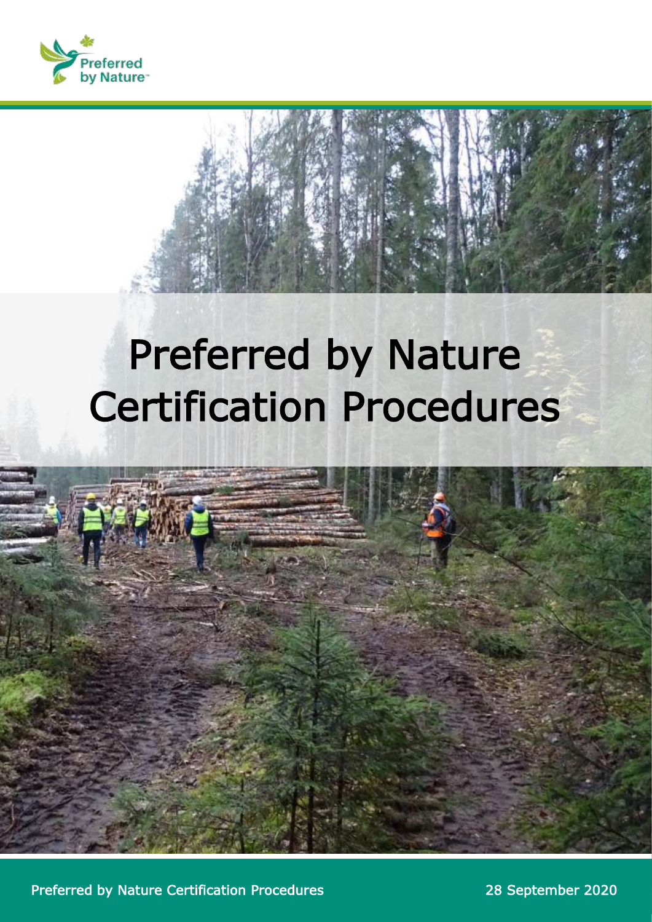# Preferred by Nature Certification Procedures

28 September 2020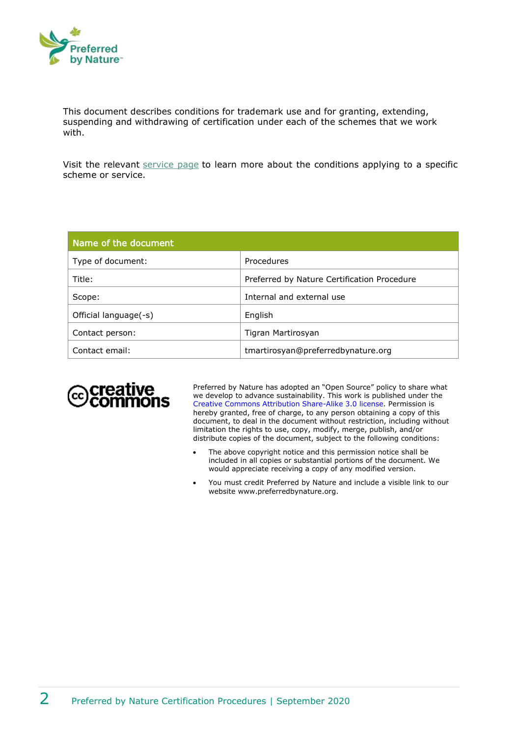This document describes conditions for trademark use and for granting, extending, suspending and withdrawing of certification under each of the schemes that we work with.

Visit the relevant service page to learn more about the conditions applying to a specific scheme or service.

| Name of the document | |
|---|---|
| Type of document: | Procedures |
| Title: | Preferred by Nature Certification Procedure |
| Scope: | Internal and external use |
| Official language(-s) | English |
| Contact person: | Tigran Martirosyan |
| Contact email: | tmartirosyan@preferredbynature.org |

Preferred by Nature has adopted an "Open Source" policy to share what we develop to advance sustainability. This work is published under the Creative Commons Attribution Share-Alike 3.0 license. Permission is hereby granted, free of charge, to any person obtaining a copy of this document, to deal in the document without restriction, including without limitation the rights to use, copy, modify, merge, publish, and/or distribute copies of the document, subject to the following conditions:

- The above copyright notice and this permission notice shall be included in all copies or substantial portions of the document. We would appreciate receiving a copy of any modified version.
- You must credit Preferred by Nature and include a visible link to our website www.preferredbynature.org.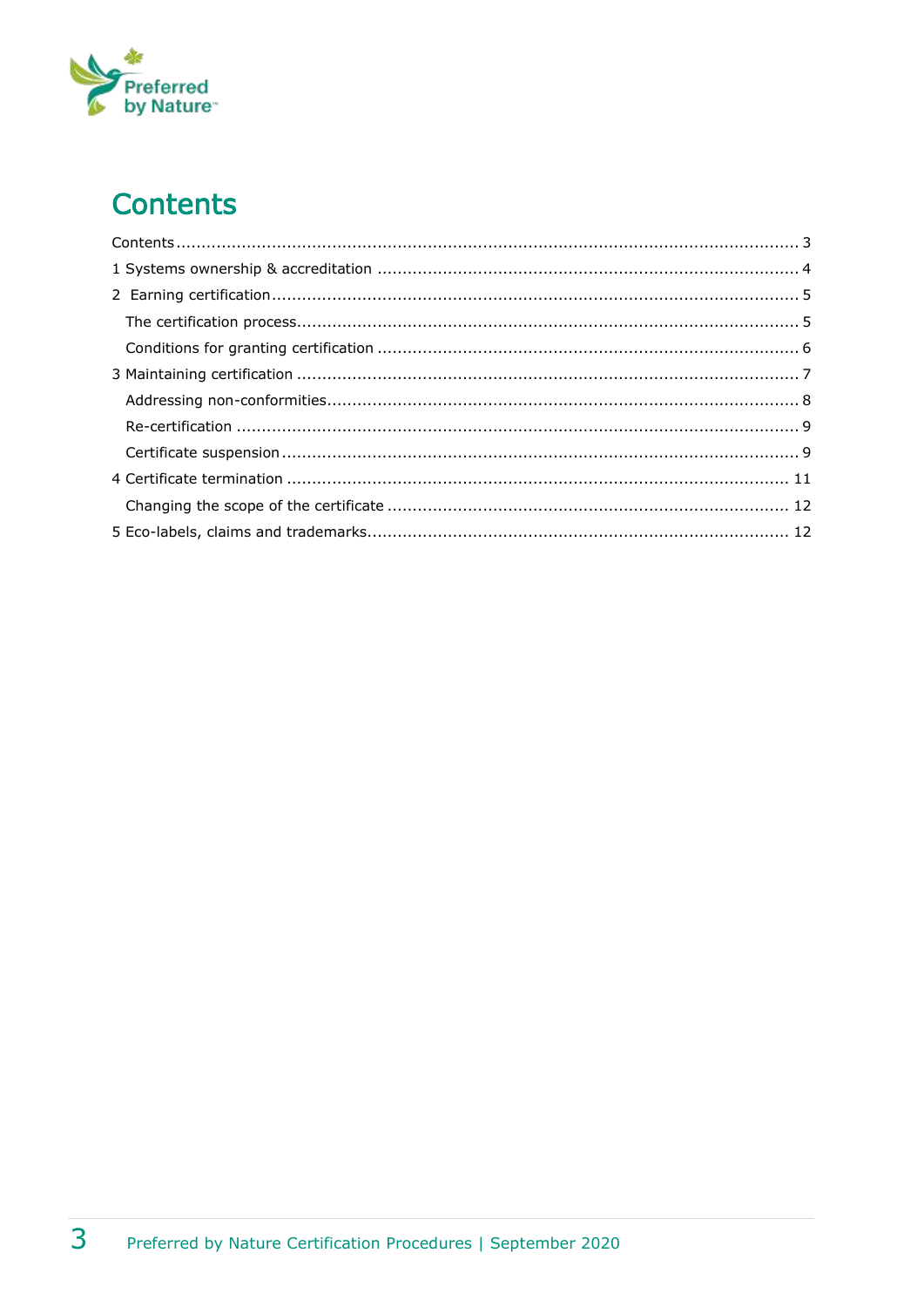# Contents

Contents ........................................................................................................................ 3
1 Systems ownership & accreditation .................................................................................. 4
2 Earning certification ....................................................................................................... 5
  The certification process .................................................................................................. 5
  Conditions for granting certification .................................................................................. 6
3 Maintaining certification .................................................................................................. 7
  Addressing non-conformities ............................................................................................. 8
  Re-certification ............................................................................................................... 9
  Certificate suspension ..................................................................................................... 9
4 Certificate termination ................................................................................................... 11
  Changing the scope of the certificate ............................................................................... 12
5 Eco-labels, claims and trademarks ................................................................................... 12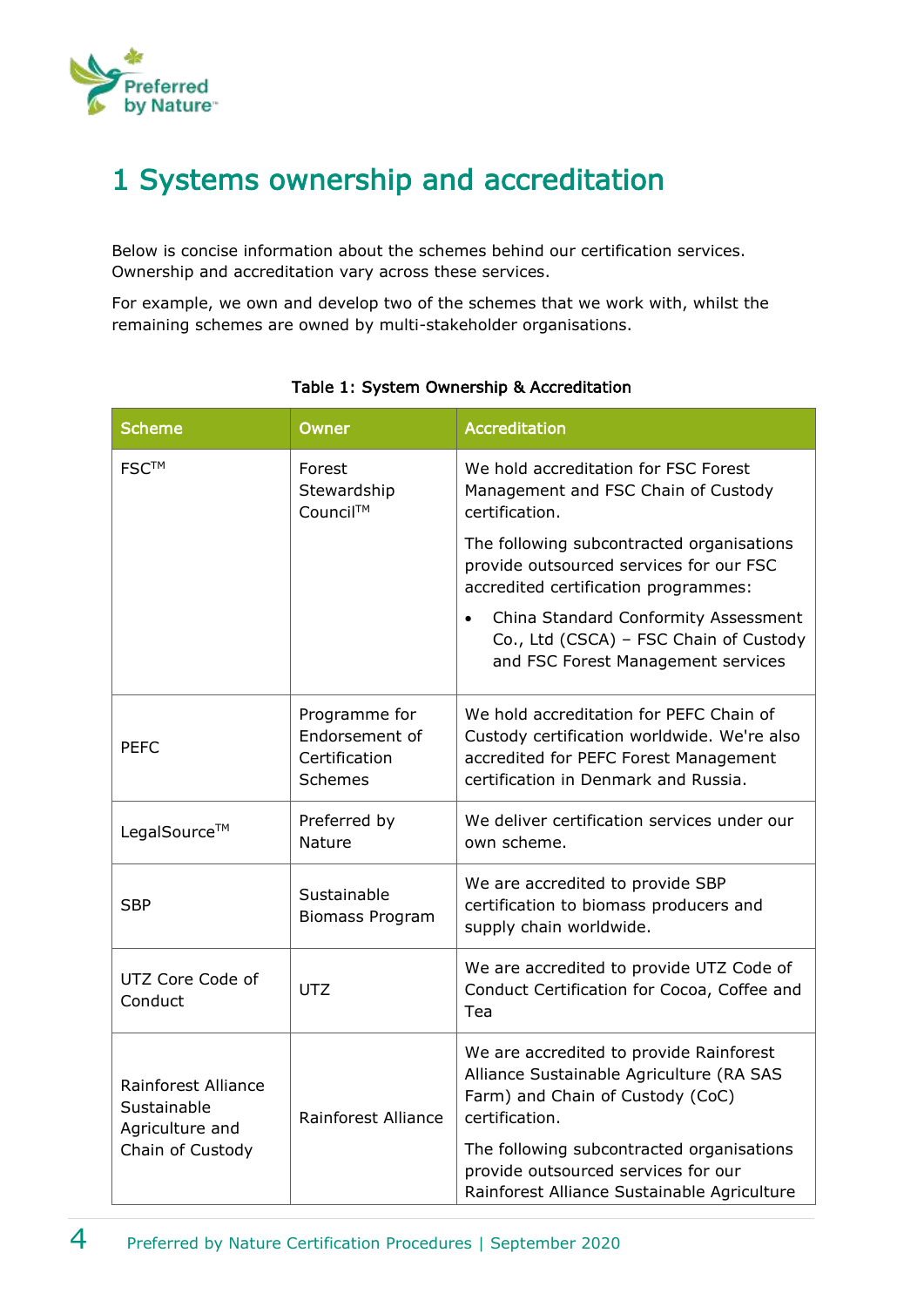# 1 Systems ownership and accreditation

Below is concise information about the schemes behind our certification services. Ownership and accreditation vary across these services.

For example, we own and develop two of the schemes that we work with, whilst the remaining schemes are owned by multi-stakeholder organisations.

Table 1: System Ownership & Accreditation

| Scheme | Owner | Accreditation |
|---|---|---|
| FSC™ | Forest Stewardship Council™ | We hold accreditation for FSC Forest Management and FSC Chain of Custody certification.<br><br>The following subcontracted organisations provide outsourced services for our FSC accredited certification programmes:<br><br>• China Standard Conformity Assessment Co., Ltd (CSCA) – FSC Chain of Custody and FSC Forest Management services |
| PEFC | Programme for Endorsement of Certification Schemes | We hold accreditation for PEFC Chain of Custody certification worldwide. We're also accredited for PEFC Forest Management certification in Denmark and Russia. |
| LegalSource™ | Preferred by Nature | We deliver certification services under our own scheme. |
| SBP | Sustainable Biomass Program | We are accredited to provide SBP certification to biomass producers and supply chain worldwide. |
| UTZ Core Code of Conduct | UTZ | We are accredited to provide UTZ Code of Conduct Certification for Cocoa, Coffee and Tea |
| Rainforest Alliance Sustainable Agriculture and Chain of Custody | Rainforest Alliance | We are accredited to provide Rainforest Alliance Sustainable Agriculture (RA SAS Farm) and Chain of Custody (CoC) certification.<br><br>The following subcontracted organisations provide outsourced services for our Rainforest Alliance Sustainable Agriculture |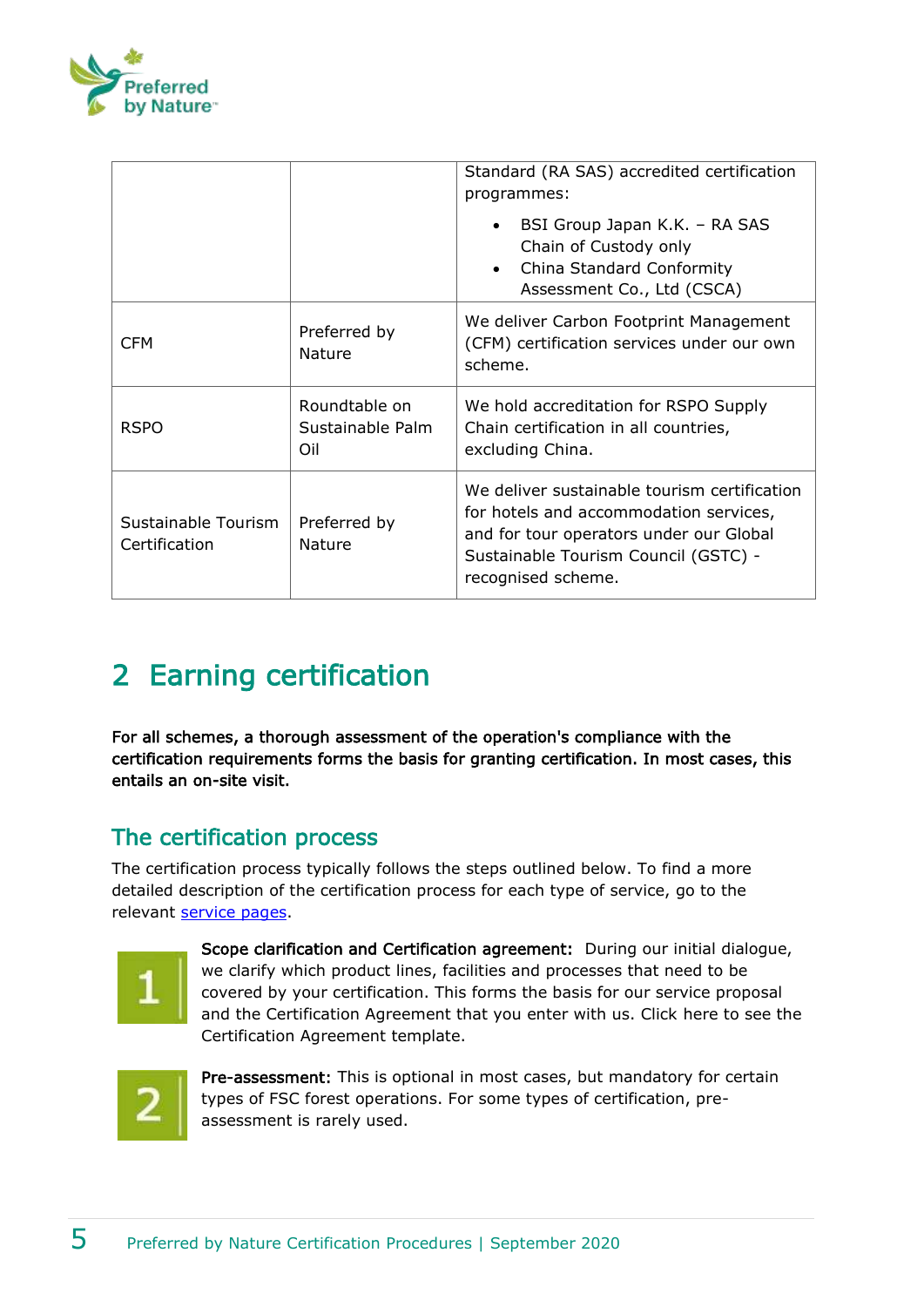| | | |
|---|---|---|
| | | Standard (RA SAS) accredited certification programmes:<br>• BSI Group Japan K.K. – RA SAS Chain of Custody only<br>• China Standard Conformity Assessment Co., Ltd (CSCA) |
| CFM | Preferred by Nature | We deliver Carbon Footprint Management (CFM) certification services under our own scheme. |
| RSPO | Roundtable on Sustainable Palm Oil | We hold accreditation for RSPO Supply Chain certification in all countries, excluding China. |
| Sustainable Tourism Certification | Preferred by Nature | We deliver sustainable tourism certification for hotels and accommodation services, and for tour operators under our Global Sustainable Tourism Council (GSTC) - recognised scheme. |

# 2 Earning certification

**For all schemes, a thorough assessment of the operation's compliance with the certification requirements forms the basis for granting certification. In most cases, this entails an on-site visit.**

## The certification process

The certification process typically follows the steps outlined below. To find a more detailed description of the certification process for each type of service, go to the relevant service pages.

1. **Scope clarification and Certification agreement:** During our initial dialogue, we clarify which product lines, facilities and processes that need to be covered by your certification. This forms the basis for our service proposal and the Certification Agreement that you enter with us. Click here to see the Certification Agreement template.

2. **Pre-assessment:** This is optional in most cases, but mandatory for certain types of FSC forest operations. For some types of certification, pre-assessment is rarely used.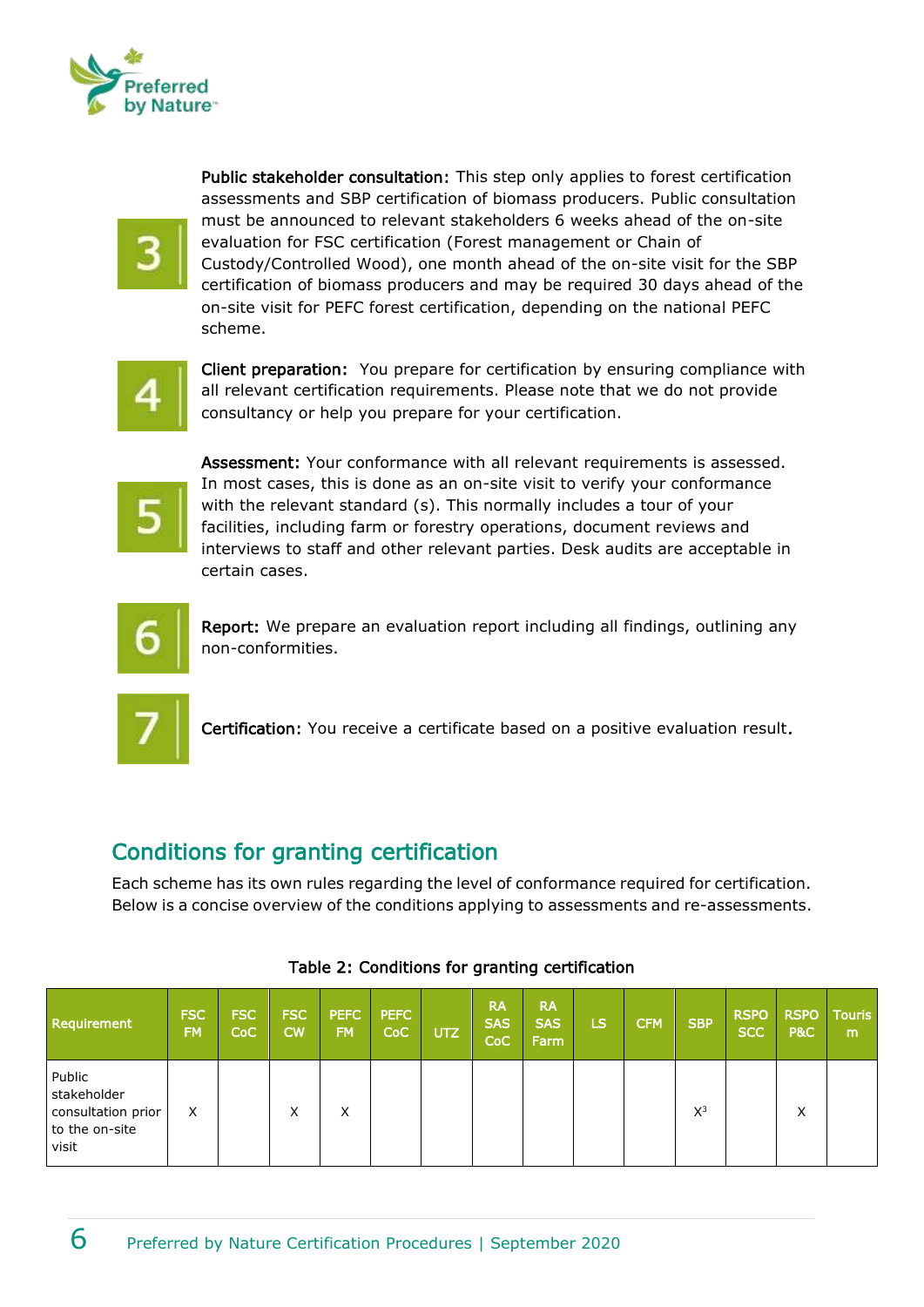3 **Public stakeholder consultation:** This step only applies to forest certification assessments and SBP certification of biomass producers. Public consultation must be announced to relevant stakeholders 6 weeks ahead of the on-site evaluation for FSC certification (Forest management or Chain of Custody/Controlled Wood), one month ahead of the on-site visit for the SBP certification of biomass producers and may be required 30 days ahead of the on-site visit for PEFC forest certification, depending on the national PEFC scheme.

4 **Client preparation:** You prepare for certification by ensuring compliance with all relevant certification requirements. Please note that we do not provide consultancy or help you prepare for your certification.

5 **Assessment:** Your conformance with all relevant requirements is assessed. In most cases, this is done as an on-site visit to verify your conformance with the relevant standard (s). This normally includes a tour of your facilities, including farm or forestry operations, document reviews and interviews to staff and other relevant parties. Desk audits are acceptable in certain cases.

6 **Report:** We prepare an evaluation report including all findings, outlining any non-conformities.

7 **Certification:** You receive a certificate based on a positive evaluation result.

## Conditions for granting certification

Each scheme has its own rules regarding the level of conformance required for certification. Below is a concise overview of the conditions applying to assessments and re-assessments.

Table 2: Conditions for granting certification

| Requirement | FSC FM | FSC CoC | FSC CW | PEFC FM | PEFC CoC | UTZ | RA SAS CoC | RA SAS Farm | LS | CFM | SBP | RSPO SCC | RSPO P&C | Tourism |
|---|---|---|---|---|---|---|---|---|---|---|---|---|---|---|
| Public stakeholder consultation prior to the on-site visit | X | | X | X | | | | | | | X[3] | | X | |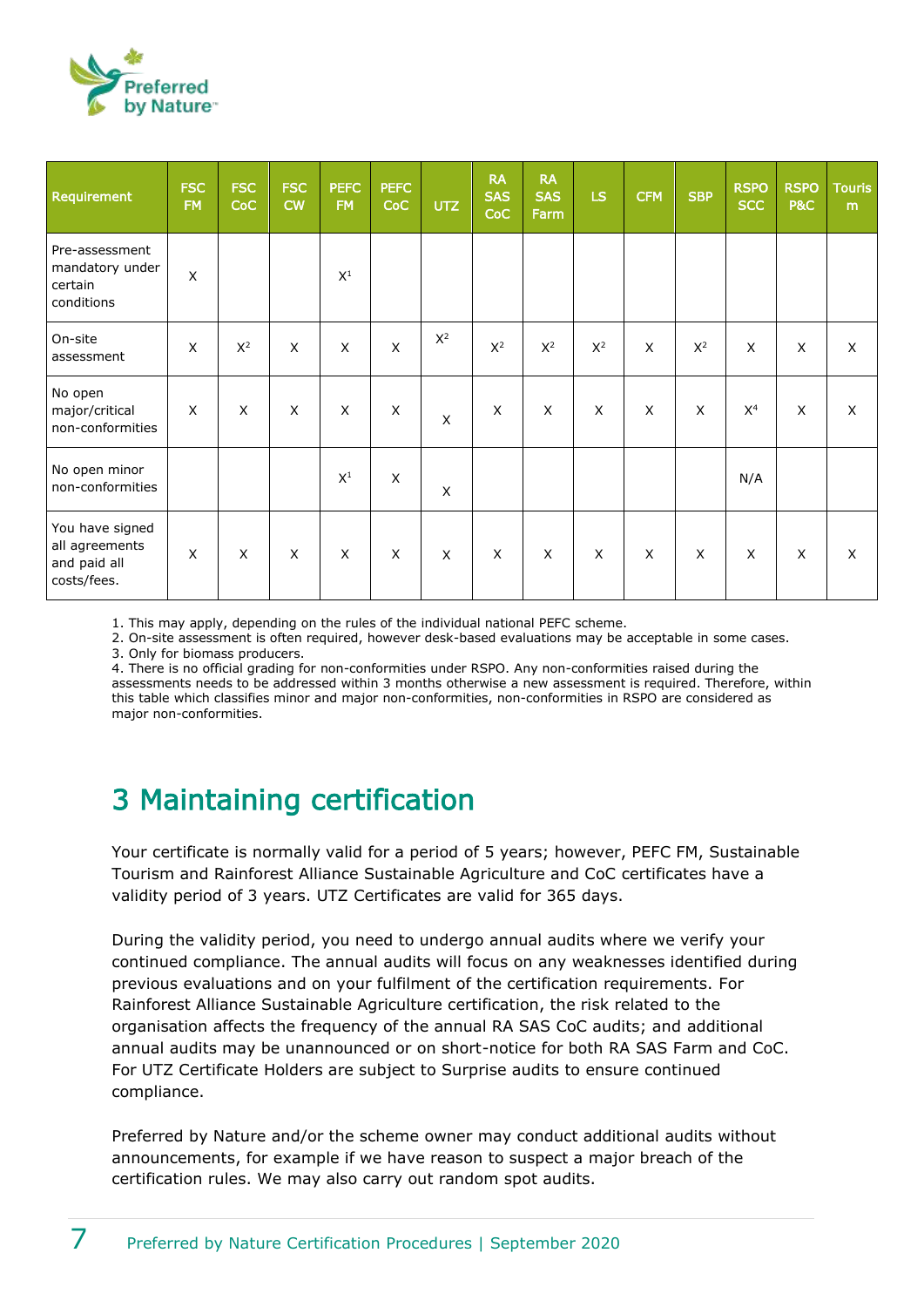| Requirement | FSC FM | FSC CoC | FSC CW | PEFC FM | PEFC CoC | UTZ | RA SAS CoC | RA SAS Farm | LS | CFM | SBP | RSPO SCC | RSPO P&C | Tourism |
|---|---|---|---|---|---|---|---|---|---|---|---|---|---|---|
| Pre-assessment mandatory under certain conditions | X | | | X[1] | | | | | | | | | | |
| On-site assessment | X | X[2] | X | X | X | X[2] | X[2] | X[2] | X[2] | X | X[2] | X | X | X |
| No open major/critical non-conformities | X | X | X | X | X | X | X | X | X | X | X | X[4] | X | X |
| No open minor non-conformities | | | | X[1] | X | X | | | | | | N/A | | |
| You have signed all agreements and paid all costs/fees. | X | X | X | X | X | X | X | X | X | X | X | X | X | X |

1. This may apply, depending on the rules of the individual national PEFC scheme.
2. On-site assessment is often required, however desk-based evaluations may be acceptable in some cases.
3. Only for biomass producers.
4. There is no official grading for non-conformities under RSPO. Any non-conformities raised during the assessments needs to be addressed within 3 months otherwise a new assessment is required. Therefore, within this table which classifies minor and major non-conformities, non-conformities in RSPO are considered as major non-conformities.

# 3 Maintaining certification

Your certificate is normally valid for a period of 5 years; however, PEFC FM, Sustainable Tourism and Rainforest Alliance Sustainable Agriculture and CoC certificates have a validity period of 3 years. UTZ Certificates are valid for 365 days.

During the validity period, you need to undergo annual audits where we verify your continued compliance. The annual audits will focus on any weaknesses identified during previous evaluations and on your fulfilment of the certification requirements. For Rainforest Alliance Sustainable Agriculture certification, the risk related to the organisation affects the frequency of the annual RA SAS CoC audits; and additional annual audits may be unannounced or on short-notice for both RA SAS Farm and CoC. For UTZ Certificate Holders are subject to Surprise audits to ensure continued compliance.

Preferred by Nature and/or the scheme owner may conduct additional audits without announcements, for example if we have reason to suspect a major breach of the certification rules. We may also carry out random spot audits.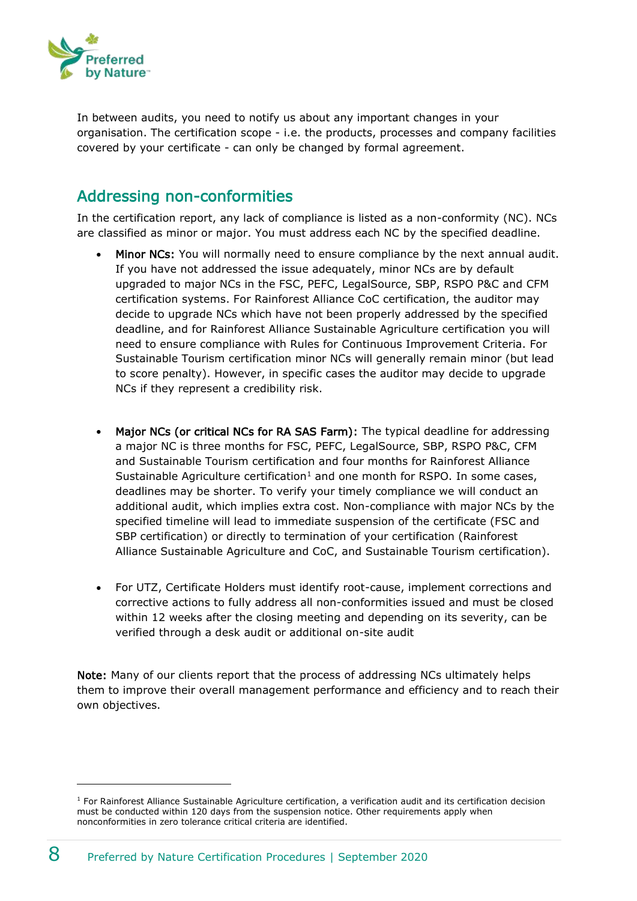In between audits, you need to notify us about any important changes in your organisation. The certification scope - i.e. the products, processes and company facilities covered by your certificate - can only be changed by formal agreement.

## Addressing non-conformities

In the certification report, any lack of compliance is listed as a non-conformity (NC). NCs are classified as minor or major. You must address each NC by the specified deadline.

- **Minor NCs:** You will normally need to ensure compliance by the next annual audit. If you have not addressed the issue adequately, minor NCs are by default upgraded to major NCs in the FSC, PEFC, LegalSource, SBP, RSPO P&C and CFM certification systems. For Rainforest Alliance CoC certification, the auditor may decide to upgrade NCs which have not been properly addressed by the specified deadline, and for Rainforest Alliance Sustainable Agriculture certification you will need to ensure compliance with Rules for Continuous Improvement Criteria. For Sustainable Tourism certification minor NCs will generally remain minor (but lead to score penalty). However, in specific cases the auditor may decide to upgrade NCs if they represent a credibility risk.

- **Major NCs (or critical NCs for RA SAS Farm):** The typical deadline for addressing a major NC is three months for FSC, PEFC, LegalSource, SBP, RSPO P&C, CFM and Sustainable Tourism certification and four months for Rainforest Alliance Sustainable Agriculture certification[1] and one month for RSPO. In some cases, deadlines may be shorter. To verify your timely compliance we will conduct an additional audit, which implies extra cost. Non-compliance with major NCs by the specified timeline will lead to immediate suspension of the certificate (FSC and SBP certification) or directly to termination of your certification (Rainforest Alliance Sustainable Agriculture and CoC, and Sustainable Tourism certification).

- For UTZ, Certificate Holders must identify root-cause, implement corrections and corrective actions to fully address all non-conformities issued and must be closed within 12 weeks after the closing meeting and depending on its severity, can be verified through a desk audit or additional on-site audit

**Note:** Many of our clients report that the process of addressing NCs ultimately helps them to improve their overall management performance and efficiency and to reach their own objectives.

---

[1] For Rainforest Alliance Sustainable Agriculture certification, a verification audit and its certification decision must be conducted within 120 days from the suspension notice. Other requirements apply when nonconformities in zero tolerance critical criteria are identified.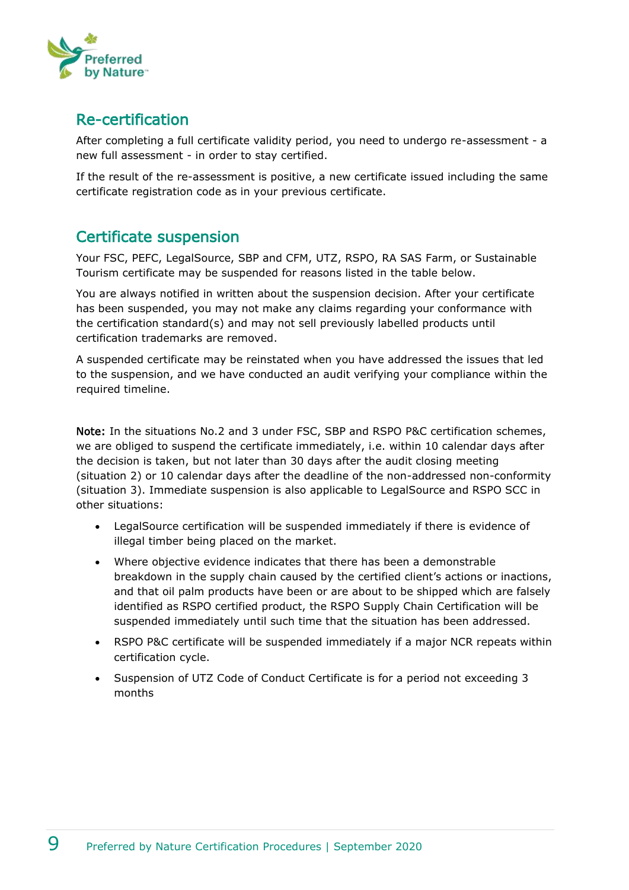## Re-certification

After completing a full certificate validity period, you need to undergo re-assessment - a new full assessment - in order to stay certified.

If the result of the re-assessment is positive, a new certificate issued including the same certificate registration code as in your previous certificate.

## Certificate suspension

Your FSC, PEFC, LegalSource, SBP and CFM, UTZ, RSPO, RA SAS Farm, or Sustainable Tourism certificate may be suspended for reasons listed in the table below.

You are always notified in written about the suspension decision. After your certificate has been suspended, you may not make any claims regarding your conformance with the certification standard(s) and may not sell previously labelled products until certification trademarks are removed.

A suspended certificate may be reinstated when you have addressed the issues that led to the suspension, and we have conducted an audit verifying your compliance within the required timeline.

**Note:** In the situations No.2 and 3 under FSC, SBP and RSPO P&C certification schemes, we are obliged to suspend the certificate immediately, i.e. within 10 calendar days after the decision is taken, but not later than 30 days after the audit closing meeting (situation 2) or 10 calendar days after the deadline of the non-addressed non-conformity (situation 3). Immediate suspension is also applicable to LegalSource and RSPO SCC in other situations:

- LegalSource certification will be suspended immediately if there is evidence of illegal timber being placed on the market.
- Where objective evidence indicates that there has been a demonstrable breakdown in the supply chain caused by the certified client's actions or inactions, and that oil palm products have been or are about to be shipped which are falsely identified as RSPO certified product, the RSPO Supply Chain Certification will be suspended immediately until such time that the situation has been addressed.
- RSPO P&C certificate will be suspended immediately if a major NCR repeats within certification cycle.
- Suspension of UTZ Code of Conduct Certificate is for a period not exceeding 3 months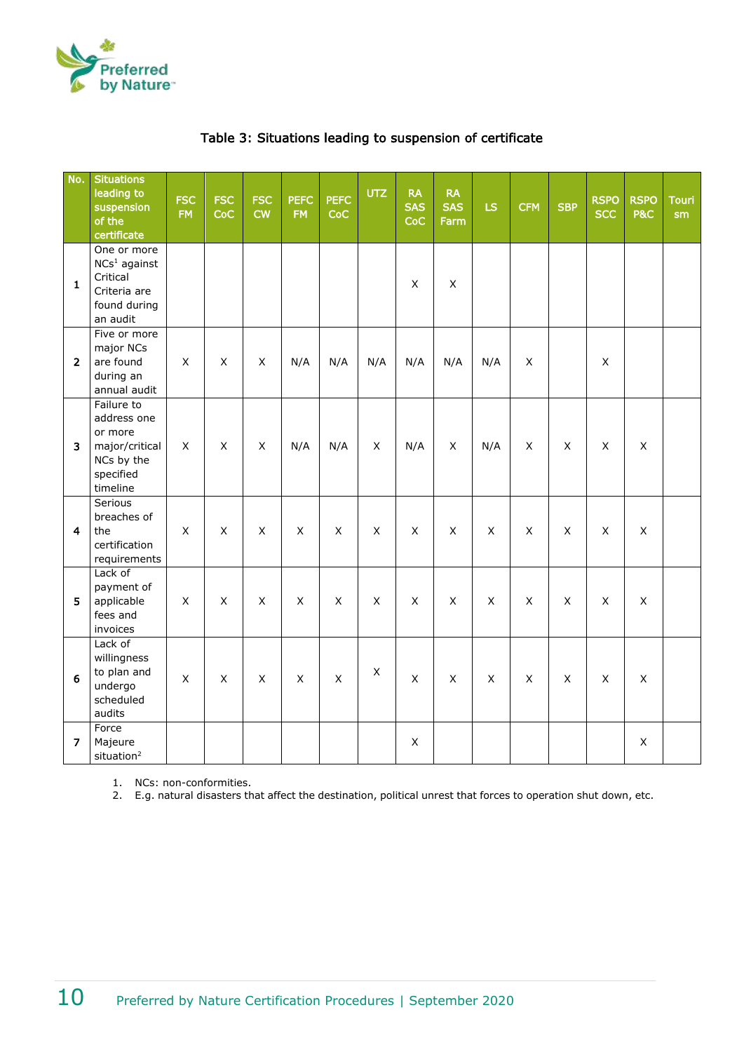### Table 3: Situations leading to suspension of certificate

| No. | Situations leading to suspension of the certificate | FSC FM | FSC CoC | FSC CW | PEFC FM | PEFC CoC | UTZ | RA SAS CoC | RA SAS Farm | LS | CFM | SBP | RSPO SCC | RSPO P&C | Tourism |
|---|---|---|---|---|---|---|---|---|---|---|---|---|---|---|---|
| 1 | One or more NCs[1] against Critical Criteria are found during an audit | | | | | | | X | X | | | | | | |
| 2 | Five or more major NCs are found during an annual audit | X | X | X | N/A | N/A | N/A | N/A | N/A | N/A | X | | X | | |
| 3 | Failure to address one or more major/critical NCs by the specified timeline | X | X | X | N/A | N/A | X | N/A | X | N/A | X | X | X | X | |
| 4 | Serious breaches of the certification requirements | X | X | X | X | X | X | X | X | X | X | X | X | X | |
| 5 | Lack of payment of applicable fees and invoices | X | X | X | X | X | X | X | X | X | X | X | X | X | |
| 6 | Lack of willingness to plan and undergo scheduled audits | X | X | X | X | X | X | X | X | X | X | X | X | X | |
| 7 | Force Majeure situation[2] | | | | | | | X | | | | | | X | |

1. NCs: non-conformities.
2. E.g. natural disasters that affect the destination, political unrest that forces to operation shut down, etc.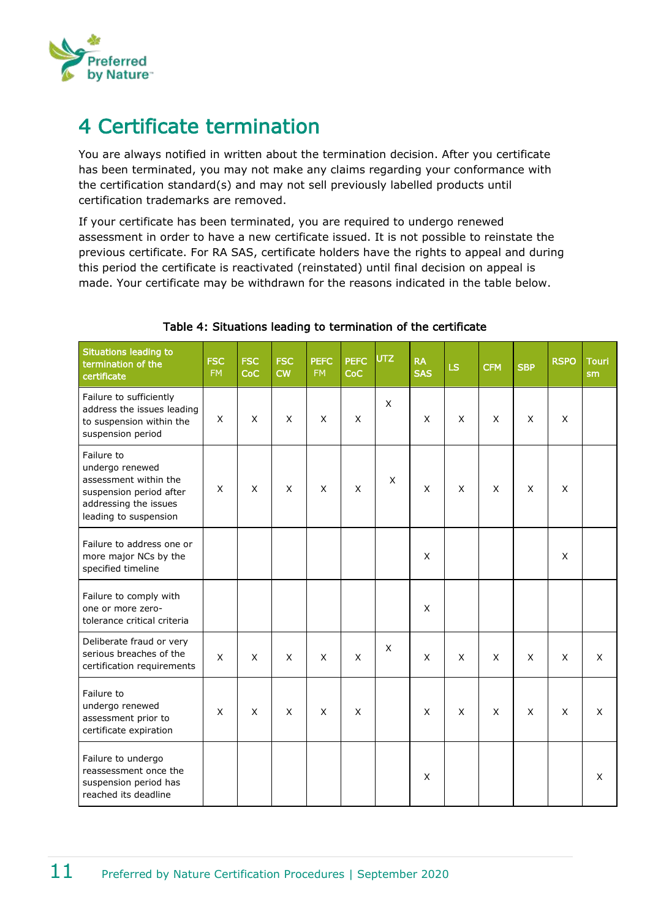# 4 Certificate termination

You are always notified in written about the termination decision. After you certificate has been terminated, you may not make any claims regarding your conformance with the certification standard(s) and may not sell previously labelled products until certification trademarks are removed.

If your certificate has been terminated, you are required to undergo renewed assessment in order to have a new certificate issued. It is not possible to reinstate the previous certificate. For RA SAS, certificate holders have the rights to appeal and during this period the certificate is reactivated (reinstated) until final decision on appeal is made. Your certificate may be withdrawn for the reasons indicated in the table below.

Table 4: Situations leading to termination of the certificate

| Situations leading to termination of the certificate | FSC FM | FSC CoC | FSC CW | PEFC FM | PEFC CoC | UTZ | RA SAS | LS | CFM | SBP | RSPO | Tourism |
|---|---|---|---|---|---|---|---|---|---|---|---|---|
| Failure to sufficiently address the issues leading to suspension within the suspension period | X | X | X | X | X | X | X | X | X | X | X | |
| Failure to undergo renewed assessment within the suspension period after addressing the issues leading to suspension | X | X | X | X | X | X | X | X | X | X | X | |
| Failure to address one or more major NCs by the specified timeline | | | | | | | X | | | | X | |
| Failure to comply with one or more zero-tolerance critical criteria | | | | | | | X | | | | | |
| Deliberate fraud or very serious breaches of the certification requirements | X | X | X | X | X | X | X | X | X | X | X | X |
| Failure to undergo renewed assessment prior to certificate expiration | X | X | X | X | X | | X | X | X | X | X | X |
| Failure to undergo reassessment once the suspension period has reached its deadline | | | | | | | X | | | | | X |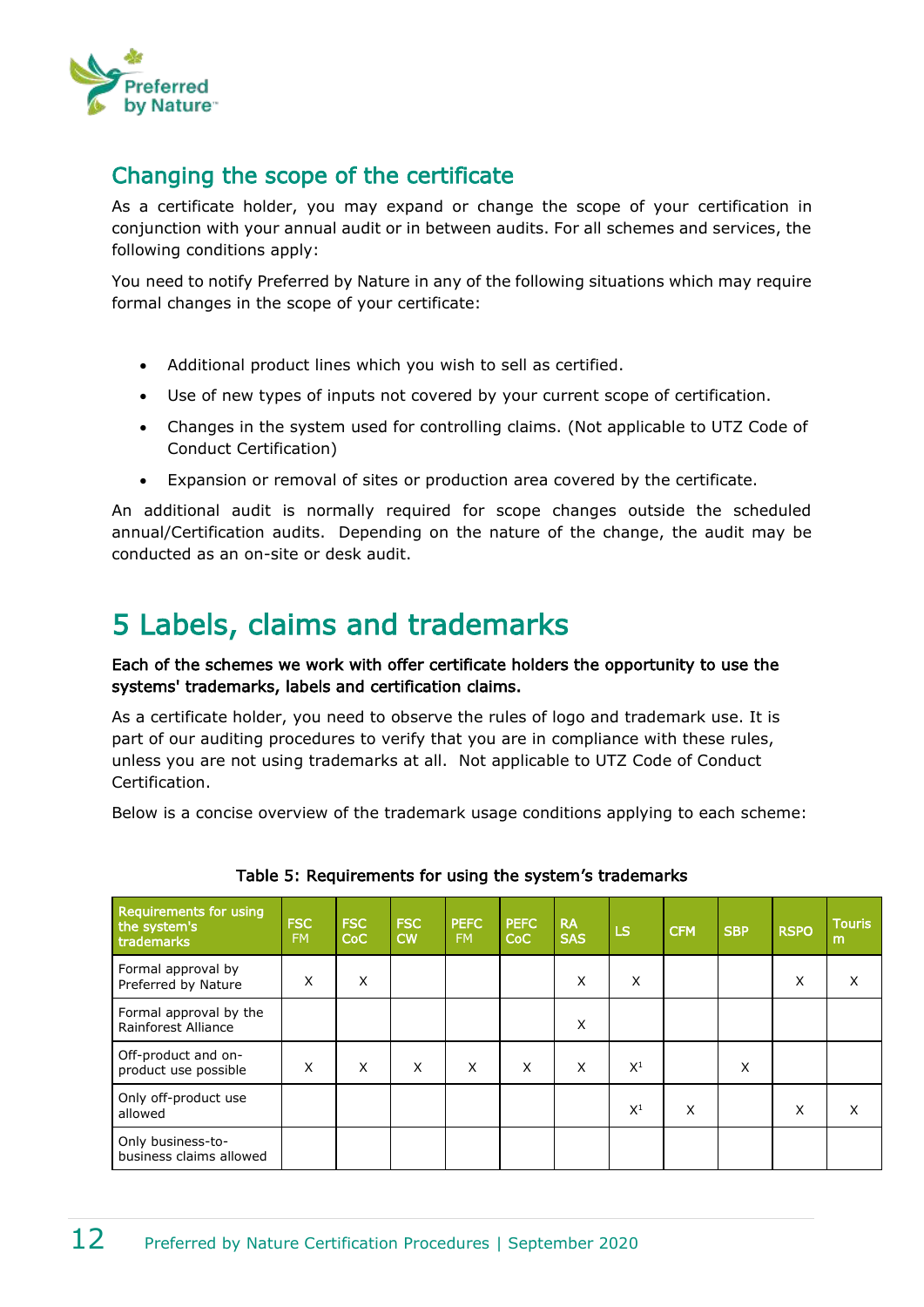## Changing the scope of the certificate

As a certificate holder, you may expand or change the scope of your certification in conjunction with your annual audit or in between audits. For all schemes and services, the following conditions apply:

You need to notify Preferred by Nature in any of the following situations which may require formal changes in the scope of your certificate:

- Additional product lines which you wish to sell as certified.
- Use of new types of inputs not covered by your current scope of certification.
- Changes in the system used for controlling claims. (Not applicable to UTZ Code of Conduct Certification)
- Expansion or removal of sites or production area covered by the certificate.

An additional audit is normally required for scope changes outside the scheduled annual/Certification audits. Depending on the nature of the change, the audit may be conducted as an on-site or desk audit.

# 5 Labels, claims and trademarks

**Each of the schemes we work with offer certificate holders the opportunity to use the systems' trademarks, labels and certification claims.**

As a certificate holder, you need to observe the rules of logo and trademark use. It is part of our auditing procedures to verify that you are in compliance with these rules, unless you are not using trademarks at all. Not applicable to UTZ Code of Conduct Certification.

Below is a concise overview of the trademark usage conditions applying to each scheme:

**Table 5: Requirements for using the system's trademarks**

| Requirements for using the system's trademarks | FSC FM | FSC CoC | FSC CW | PEFC FM | PEFC CoC | RA SAS | LS | CFM | SBP | RSPO | Tourism |
|---|---|---|---|---|---|---|---|---|---|---|---|
| Formal approval by Preferred by Nature | X | X | | | | X | X | | | X | X |
| Formal approval by the Rainforest Alliance | | | | | | X | | | | | |
| Off-product and on-product use possible | X | X | X | X | X | X | X[1] | | X | | |
| Only off-product use allowed | | | | | | | X[1] | X | | X | X |
| Only business-to-business claims allowed | | | | | | | | | | | |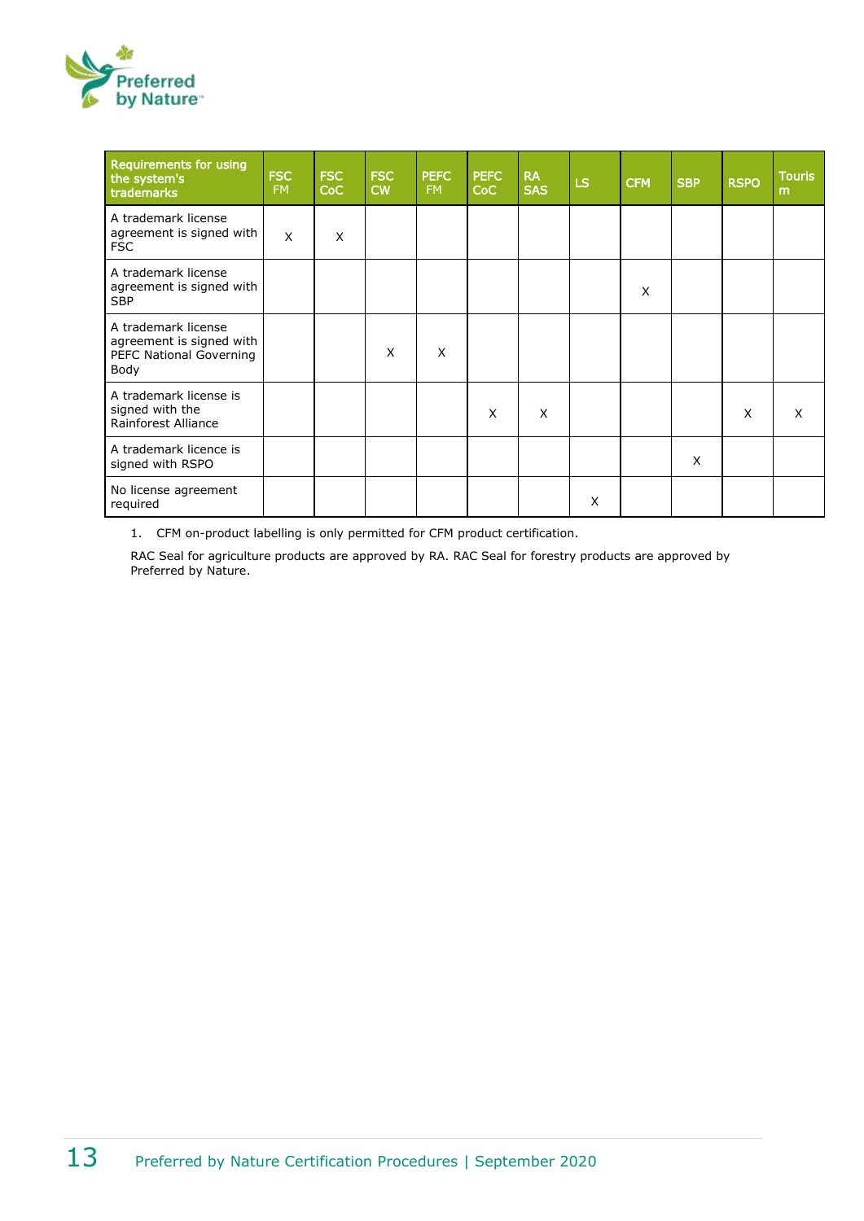| Requirements for using the system's trademarks | FSC FM | FSC CoC | FSC CW | PEFC FM | PEFC CoC | RA SAS | LS | CFM | SBP | RSPO | Tourism |
|---|---|---|---|---|---|---|---|---|---|---|---|
| A trademark license agreement is signed with FSC | X | X | | | | | | | | | |
| A trademark license agreement is signed with SBP | | | | | | | | X | | | |
| A trademark license agreement is signed with PEFC National Governing Body | | | X | X | | | | | | | |
| A trademark license is signed with the Rainforest Alliance | | | | | X | X | | | | X | X |
| A trademark licence is signed with RSPO | | | | | | | | | X | | |
| No license agreement required | | | | | | | X | | | | |

1. CFM on-product labelling is only permitted for CFM product certification.

RAC Seal for agriculture products are approved by RA. RAC Seal for forestry products are approved by Preferred by Nature.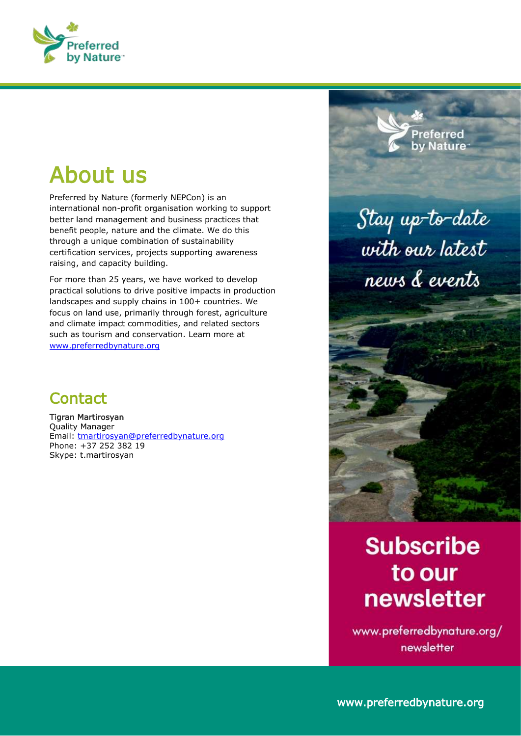# About us

Preferred by Nature (formerly NEPCon) is an international non-profit organisation working to support better land management and business practices that benefit people, nature and the climate. We do this through a unique combination of sustainability certification services, projects supporting awareness raising, and capacity building.

For more than 25 years, we have worked to develop practical solutions to drive positive impacts in production landscapes and supply chains in 100+ countries. We focus on land use, primarily through forest, agriculture and climate impact commodities, and related sectors such as tourism and conservation. Learn more at www.preferredbynature.org

# Contact

**Tigran Martirosyan**
Quality Manager
Email: tmartirosyan@preferredbynature.org
Phone: +37 252 382 19
Skype: t.martirosyan

Stay up-to-date with our latest news & events

**Subscribe to our newsletter**

www.preferredbynature.org/newsletter

www.preferredbynature.org